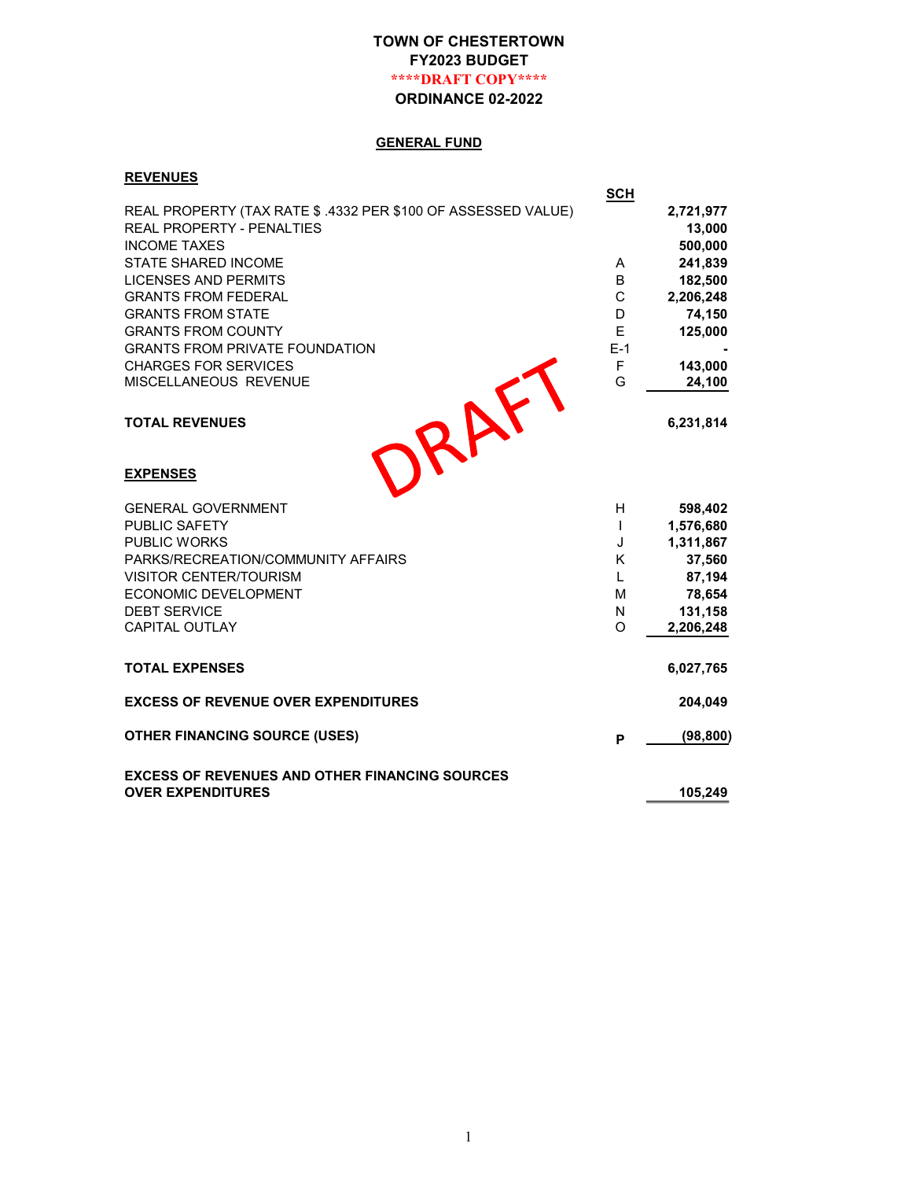# TOWN OF CHESTERTOWN
## FY2023 BUDGET
****DRAFT COPY****
## ORDINANCE 02-2022

### GENERAL FUND

**REVENUES**

| | SCH | |
|---|---|---|
| REAL PROPERTY (TAX RATE $ .4332 PER $100 OF ASSESSED VALUE) | | 2,721,977 |
| REAL PROPERTY - PENALTIES | | 13,000 |
| INCOME TAXES | | 500,000 |
| STATE SHARED INCOME | A | 241,839 |
| LICENSES AND PERMITS | B | 182,500 |
| GRANTS FROM FEDERAL | C | 2,206,248 |
| GRANTS FROM STATE | D | 74,150 |
| GRANTS FROM COUNTY | E | 125,000 |
| GRANTS FROM PRIVATE FOUNDATION | E-1 | - |
| CHARGES FOR SERVICES | F | 143,000 |
| MISCELLANEOUS REVENUE | G | 24,100 |
| **TOTAL REVENUES** | | **6,231,814** |

DRAFT

**EXPENSES**

| | SCH | |
|---|---|---|
| GENERAL GOVERNMENT | H | 598,402 |
| PUBLIC SAFETY | I | 1,576,680 |
| PUBLIC WORKS | J | 1,311,867 |
| PARKS/RECREATION/COMMUNITY AFFAIRS | K | 37,560 |
| VISITOR CENTER/TOURISM | L | 87,194 |
| ECONOMIC DEVELOPMENT | M | 78,654 |
| DEBT SERVICE | N | 131,158 |
| CAPITAL OUTLAY | O | 2,206,248 |
| **TOTAL EXPENSES** | | **6,027,765** |
| **EXCESS OF REVENUE OVER EXPENDITURES** | | **204,049** |
| **OTHER FINANCING SOURCE (USES)** | **P** | **(98,800)** |
| **EXCESS OF REVENUES AND OTHER FINANCING SOURCES OVER EXPENDITURES** | | **105,249** |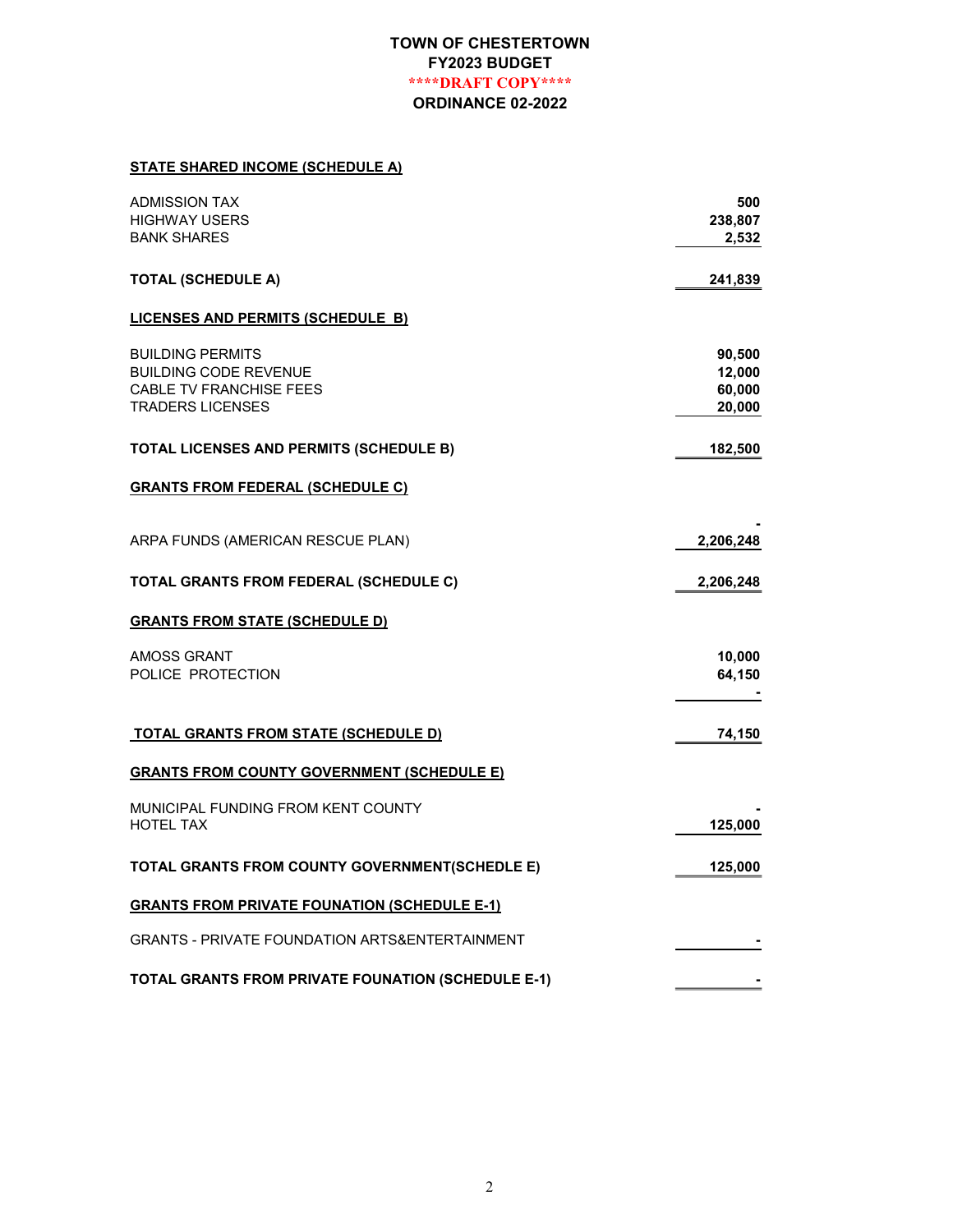# TOWN OF CHESTERTOWN
## FY2023 BUDGET
## ****DRAFT COPY****
## ORDINANCE 02-2022

**STATE SHARED INCOME (SCHEDULE A)**

| | |
|---|---:|
| ADMISSION TAX | 500 |
| HIGHWAY USERS | 238,807 |
| BANK SHARES | 2,532 |
| **TOTAL (SCHEDULE A)** | **241,839** |

**LICENSES AND PERMITS (SCHEDULE B)**

| | |
|---|---:|
| BUILDING PERMITS | 90,500 |
| BUILDING CODE REVENUE | 12,000 |
| CABLE TV FRANCHISE FEES | 60,000 |
| TRADERS LICENSES | 20,000 |
| **TOTAL LICENSES AND PERMITS (SCHEDULE B)** | **182,500** |

**GRANTS FROM FEDERAL (SCHEDULE C)**

| | |
|---|---:|
| | - |
| ARPA FUNDS (AMERICAN RESCUE PLAN) | 2,206,248 |
| **TOTAL GRANTS FROM FEDERAL (SCHEDULE C)** | **2,206,248** |

**GRANTS FROM STATE (SCHEDULE D)**

| | |
|---|---:|
| AMOSS GRANT | 10,000 |
| POLICE PROTECTION | 64,150 |
| | - |
| **TOTAL GRANTS FROM STATE (SCHEDULE D)** | **74,150** |

**GRANTS FROM COUNTY GOVERNMENT (SCHEDULE E)**

| | |
|---|---:|
| MUNICIPAL FUNDING FROM KENT COUNTY | - |
| HOTEL TAX | 125,000 |
| **TOTAL GRANTS FROM COUNTY GOVERNMENT(SCHEDLE E)** | **125,000** |

**GRANTS FROM PRIVATE FOUNATION (SCHEDULE E-1)**

| | |
|---|---:|
| GRANTS - PRIVATE FOUNDATION ARTS&ENTERTAINMENT | - |
| **TOTAL GRANTS FROM PRIVATE FOUNATION (SCHEDULE E-1)** | **-** |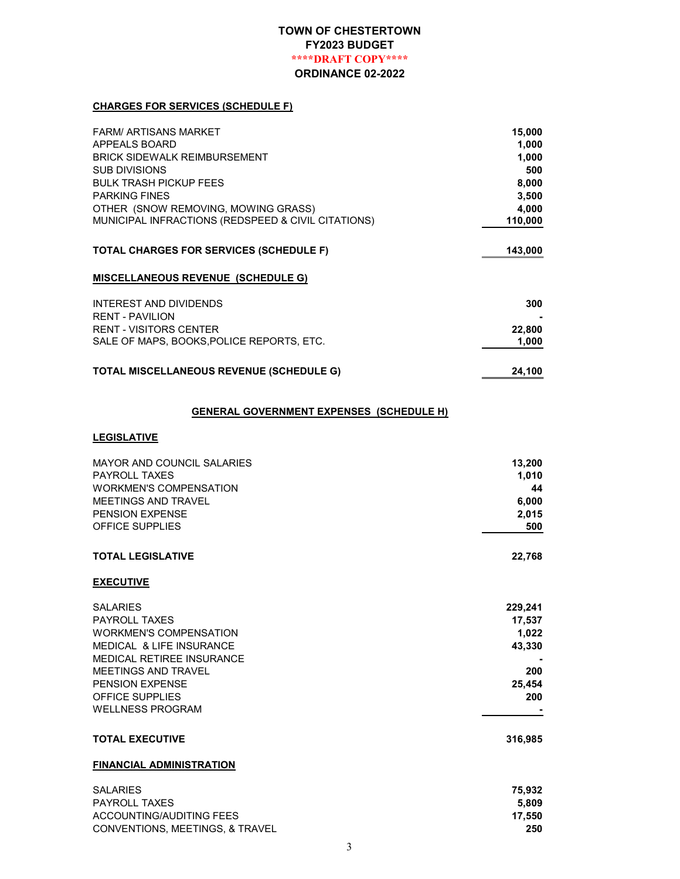# TOWN OF CHESTERTOWN

## FY2023 BUDGET

****DRAFT COPY****

## ORDINANCE 02-2022

### CHARGES FOR SERVICES (SCHEDULE F)

| | |
|---|---|
| FARM/ ARTISANS MARKET | 15,000 |
| APPEALS BOARD | 1,000 |
| BRICK SIDEWALK REIMBURSEMENT | 1,000 |
| SUB DIVISIONS | 500 |
| BULK TRASH PICKUP FEES | 8,000 |
| PARKING FINES | 3,500 |
| OTHER (SNOW REMOVING, MOWING GRASS) | 4,000 |
| MUNICIPAL INFRACTIONS (REDSPEED & CIVIL CITATIONS) | 110,000 |
| **TOTAL CHARGES FOR SERVICES (SCHEDULE F)** | **143,000** |

### MISCELLANEOUS REVENUE (SCHEDULE G)

| | |
|---|---|
| INTEREST AND DIVIDENDS | 300 |
| RENT - PAVILION | - |
| RENT - VISITORS CENTER | 22,800 |
| SALE OF MAPS, BOOKS,POLICE REPORTS, ETC. | 1,000 |
| **TOTAL MISCELLANEOUS REVENUE (SCHEDULE G)** | **24,100** |

## GENERAL GOVERNMENT EXPENSES (SCHEDULE H)

### LEGISLATIVE

| | |
|---|---|
| MAYOR AND COUNCIL SALARIES | 13,200 |
| PAYROLL TAXES | 1,010 |
| WORKMEN'S COMPENSATION | 44 |
| MEETINGS AND TRAVEL | 6,000 |
| PENSION EXPENSE | 2,015 |
| OFFICE SUPPLIES | 500 |
| **TOTAL LEGISLATIVE** | **22,768** |

### EXECUTIVE

| | |
|---|---|
| SALARIES | 229,241 |
| PAYROLL TAXES | 17,537 |
| WORKMEN'S COMPENSATION | 1,022 |
| MEDICAL & LIFE INSURANCE | 43,330 |
| MEDICAL RETIREE INSURANCE | - |
| MEETINGS AND TRAVEL | 200 |
| PENSION EXPENSE | 25,454 |
| OFFICE SUPPLIES | 200 |
| WELLNESS PROGRAM | - |
| **TOTAL EXECUTIVE** | **316,985** |

### FINANCIAL ADMINISTRATION

| | |
|---|---|
| SALARIES | 75,932 |
| PAYROLL TAXES | 5,809 |
| ACCOUNTING/AUDITING FEES | 17,550 |
| CONVENTIONS, MEETINGS, & TRAVEL | 250 |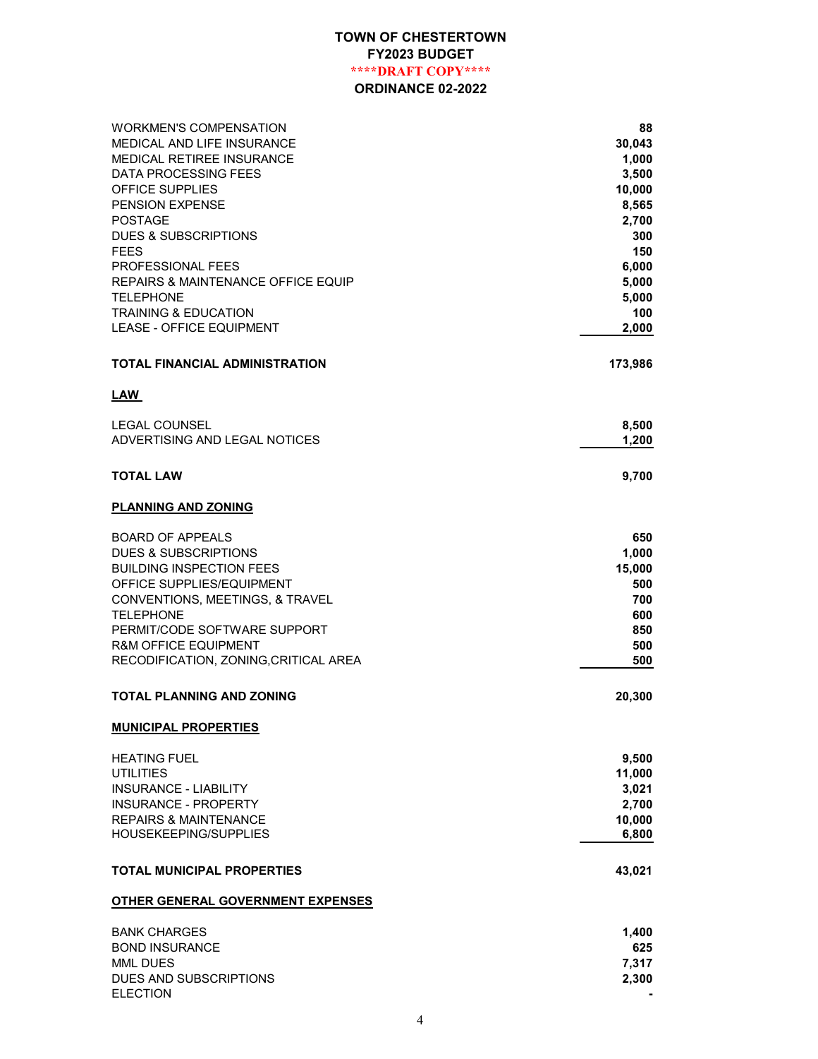**TOWN OF CHESTERTOWN**
**FY2023 BUDGET**
**\*\*\*\*DRAFT COPY\*\*\*\***
**ORDINANCE 02-2022**

| | |
|---|---:|
| WORKMEN'S COMPENSATION | 88 |
| MEDICAL AND LIFE INSURANCE | 30,043 |
| MEDICAL RETIREE INSURANCE | 1,000 |
| DATA PROCESSING FEES | 3,500 |
| OFFICE SUPPLIES | 10,000 |
| PENSION EXPENSE | 8,565 |
| POSTAGE | 2,700 |
| DUES & SUBSCRIPTIONS | 300 |
| FEES | 150 |
| PROFESSIONAL FEES | 6,000 |
| REPAIRS & MAINTENANCE OFFICE EQUIP | 5,000 |
| TELEPHONE | 5,000 |
| TRAINING & EDUCATION | 100 |
| LEASE - OFFICE EQUIPMENT | 2,000 |
| **TOTAL FINANCIAL ADMINISTRATION** | **173,986** |

**LAW**

| | |
|---|---:|
| LEGAL COUNSEL | 8,500 |
| ADVERTISING AND LEGAL NOTICES | 1,200 |
| **TOTAL LAW** | **9,700** |

**PLANNING AND ZONING**

| | |
|---|---:|
| BOARD OF APPEALS | 650 |
| DUES & SUBSCRIPTIONS | 1,000 |
| BUILDING INSPECTION FEES | 15,000 |
| OFFICE SUPPLIES/EQUIPMENT | 500 |
| CONVENTIONS, MEETINGS, & TRAVEL | 700 |
| TELEPHONE | 600 |
| PERMIT/CODE SOFTWARE SUPPORT | 850 |
| R&M OFFICE EQUIPMENT | 500 |
| RECODIFICATION, ZONING,CRITICAL AREA | 500 |
| **TOTAL PLANNING AND ZONING** | **20,300** |

**MUNICIPAL PROPERTIES**

| | |
|---|---:|
| HEATING FUEL | 9,500 |
| UTILITIES | 11,000 |
| INSURANCE - LIABILITY | 3,021 |
| INSURANCE - PROPERTY | 2,700 |
| REPAIRS & MAINTENANCE | 10,000 |
| HOUSEKEEPING/SUPPLIES | 6,800 |
| **TOTAL MUNICIPAL PROPERTIES** | **43,021** |

**OTHER GENERAL GOVERNMENT EXPENSES**

| | |
|---|---:|
| BANK CHARGES | 1,400 |
| BOND INSURANCE | 625 |
| MML DUES | 7,317 |
| DUES AND SUBSCRIPTIONS | 2,300 |
| ELECTION | - |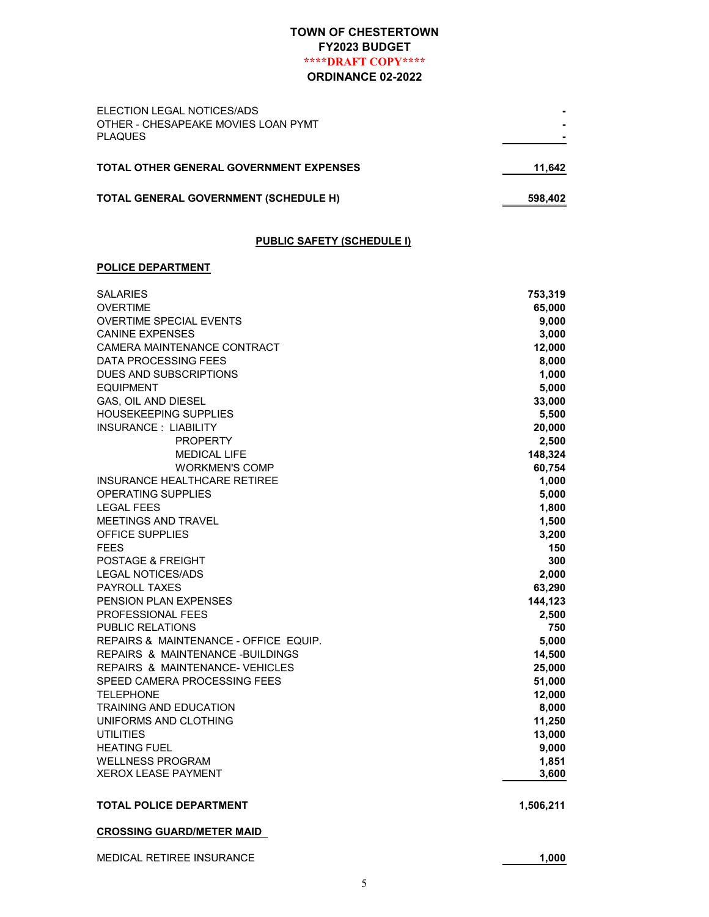**TOWN OF CHESTERTOWN**
**FY2023 BUDGET**
**\*\*\*\*DRAFT COPY\*\*\*\***
**ORDINANCE 02-2022**

| | |
|---|---:|
| ELECTION LEGAL NOTICES/ADS | - |
| OTHER - CHESAPEAKE MOVIES LOAN PYMT | - |
| PLAQUES | - |
| **TOTAL OTHER GENERAL GOVERNMENT EXPENSES** | **11,642** |
| **TOTAL GENERAL GOVERNMENT (SCHEDULE H)** | **598,402** |

## PUBLIC SAFETY (SCHEDULE I)

### POLICE DEPARTMENT

| | |
|---|---:|
| SALARIES | 753,319 |
| OVERTIME | 65,000 |
| OVERTIME SPECIAL EVENTS | 9,000 |
| CANINE EXPENSES | 3,000 |
| CAMERA MAINTENANCE CONTRACT | 12,000 |
| DATA PROCESSING FEES | 8,000 |
| DUES AND SUBSCRIPTIONS | 1,000 |
| EQUIPMENT | 5,000 |
| GAS, OIL AND DIESEL | 33,000 |
| HOUSEKEEPING SUPPLIES | 5,500 |
| INSURANCE : LIABILITY | 20,000 |
| PROPERTY | 2,500 |
| MEDICAL LIFE | 148,324 |
| WORKMEN'S COMP | 60,754 |
| INSURANCE HEALTHCARE RETIREE | 1,000 |
| OPERATING SUPPLIES | 5,000 |
| LEGAL FEES | 1,800 |
| MEETINGS AND TRAVEL | 1,500 |
| OFFICE SUPPLIES | 3,200 |
| FEES | 150 |
| POSTAGE & FREIGHT | 300 |
| LEGAL NOTICES/ADS | 2,000 |
| PAYROLL TAXES | 63,290 |
| PENSION PLAN EXPENSES | 144,123 |
| PROFESSIONAL FEES | 2,500 |
| PUBLIC RELATIONS | 750 |
| REPAIRS & MAINTENANCE - OFFICE EQUIP. | 5,000 |
| REPAIRS & MAINTENANCE -BUILDINGS | 14,500 |
| REPAIRS & MAINTENANCE- VEHICLES | 25,000 |
| SPEED CAMERA PROCESSING FEES | 51,000 |
| TELEPHONE | 12,000 |
| TRAINING AND EDUCATION | 8,000 |
| UNIFORMS AND CLOTHING | 11,250 |
| UTILITIES | 13,000 |
| HEATING FUEL | 9,000 |
| WELLNESS PROGRAM | 1,851 |
| XEROX LEASE PAYMENT | 3,600 |
| **TOTAL POLICE DEPARTMENT** | **1,506,211** |

### CROSSING GUARD/METER MAID

| | |
|---|---:|
| MEDICAL RETIREE INSURANCE | 1,000 |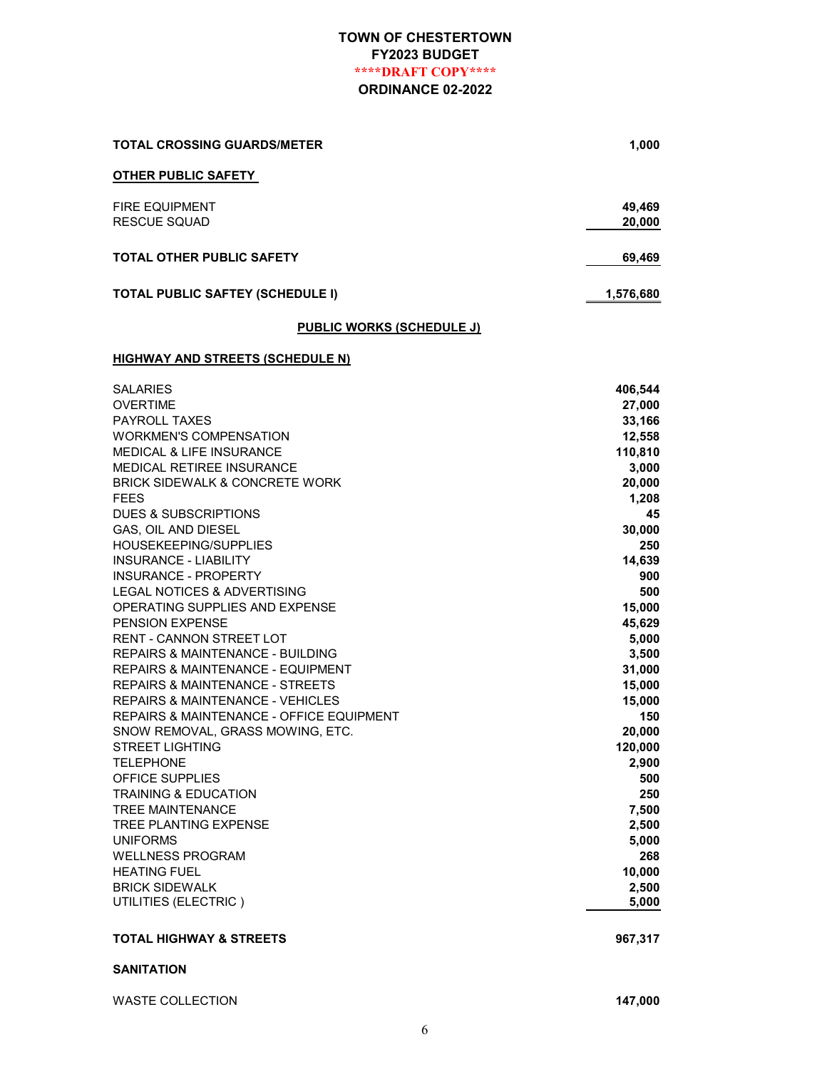**TOWN OF CHESTERTOWN**
**FY2023 BUDGET**
**\*\*\*\*DRAFT COPY\*\*\*\***
**ORDINANCE 02-2022**

| | |
|---|---:|
| **TOTAL CROSSING GUARDS/METER** | **1,000** |
| **OTHER PUBLIC SAFETY** | |
| FIRE EQUIPMENT | **49,469** |
| RESCUE SQUAD | **20,000** |
| **TOTAL OTHER PUBLIC SAFETY** | **69,469** |
| **TOTAL PUBLIC SAFTEY (SCHEDULE I)** | **1,576,680** |

**PUBLIC WORKS (SCHEDULE J)**

**HIGHWAY AND STREETS (SCHEDULE N)**

| | |
|---|---:|
| SALARIES | **406,544** |
| OVERTIME | **27,000** |
| PAYROLL TAXES | **33,166** |
| WORKMEN'S COMPENSATION | **12,558** |
| MEDICAL & LIFE INSURANCE | **110,810** |
| MEDICAL RETIREE INSURANCE | **3,000** |
| BRICK SIDEWALK & CONCRETE WORK | **20,000** |
| FEES | **1,208** |
| DUES & SUBSCRIPTIONS | **45** |
| GAS, OIL AND DIESEL | **30,000** |
| HOUSEKEEPING/SUPPLIES | **250** |
| INSURANCE - LIABILITY | **14,639** |
| INSURANCE - PROPERTY | **900** |
| LEGAL NOTICES & ADVERTISING | **500** |
| OPERATING SUPPLIES AND EXPENSE | **15,000** |
| PENSION EXPENSE | **45,629** |
| RENT - CANNON STREET LOT | **5,000** |
| REPAIRS & MAINTENANCE - BUILDING | **3,500** |
| REPAIRS & MAINTENANCE - EQUIPMENT | **31,000** |
| REPAIRS & MAINTENANCE - STREETS | **15,000** |
| REPAIRS & MAINTENANCE - VEHICLES | **15,000** |
| REPAIRS & MAINTENANCE - OFFICE EQUIPMENT | **150** |
| SNOW REMOVAL, GRASS MOWING, ETC. | **20,000** |
| STREET LIGHTING | **120,000** |
| TELEPHONE | **2,900** |
| OFFICE SUPPLIES | **500** |
| TRAINING & EDUCATION | **250** |
| TREE MAINTENANCE | **7,500** |
| TREE PLANTING EXPENSE | **2,500** |
| UNIFORMS | **5,000** |
| WELLNESS PROGRAM | **268** |
| HEATING FUEL | **10,000** |
| BRICK SIDEWALK | **2,500** |
| UTILITIES (ELECTRIC ) | **5,000** |
| **TOTAL HIGHWAY & STREETS** | **967,317** |

**SANITATION**

| | |
|---|---:|
| WASTE COLLECTION | **147,000** |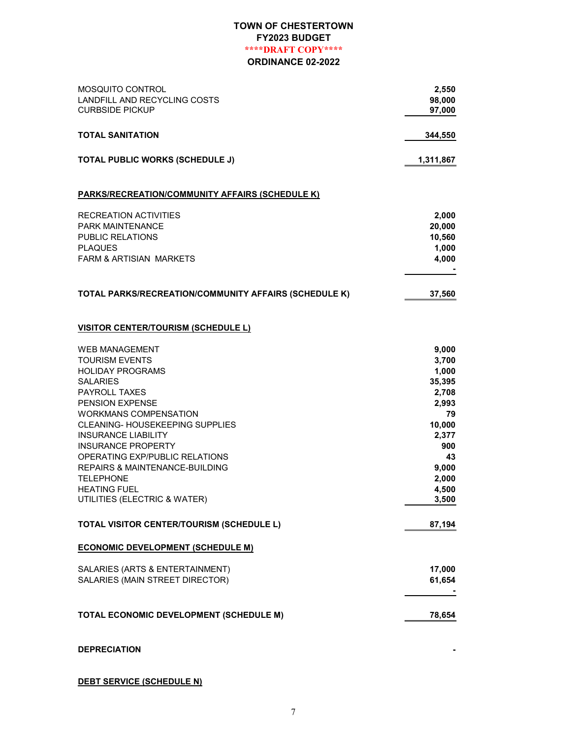**TOWN OF CHESTERTOWN**
**FY2023 BUDGET**
**\*\*\*\*DRAFT COPY\*\*\*\***
**ORDINANCE 02-2022**

| | |
|---|---:|
| MOSQUITO CONTROL | **2,550** |
| LANDFILL AND RECYCLING COSTS | **98,000** |
| CURBSIDE PICKUP | **97,000** |
| **TOTAL SANITATION** | **344,550** |
| **TOTAL PUBLIC WORKS (SCHEDULE J)** | **1,311,867** |

**PARKS/RECREATION/COMMUNITY AFFAIRS (SCHEDULE K)**

| | |
|---|---:|
| RECREATION ACTIVITIES | **2,000** |
| PARK MAINTENANCE | **20,000** |
| PUBLIC RELATIONS | **10,560** |
| PLAQUES | **1,000** |
| FARM & ARTISIAN MARKETS | **4,000** |
| | **-** |
| **TOTAL PARKS/RECREATION/COMMUNITY AFFAIRS (SCHEDULE K)** | **37,560** |

**VISITOR CENTER/TOURISM (SCHEDULE L)**

| | |
|---|---:|
| WEB MANAGEMENT | **9,000** |
| TOURISM EVENTS | **3,700** |
| HOLIDAY PROGRAMS | **1,000** |
| SALARIES | **35,395** |
| PAYROLL TAXES | **2,708** |
| PENSION EXPENSE | **2,993** |
| WORKMANS COMPENSATION | **79** |
| CLEANING- HOUSEKEEPING SUPPLIES | **10,000** |
| INSURANCE LIABILITY | **2,377** |
| INSURANCE PROPERTY | **900** |
| OPERATING EXP/PUBLIC RELATIONS | **43** |
| REPAIRS & MAINTENANCE-BUILDING | **9,000** |
| TELEPHONE | **2,000** |
| HEATING FUEL | **4,500** |
| UTILITIES (ELECTRIC & WATER) | **3,500** |
| **TOTAL VISITOR CENTER/TOURISM (SCHEDULE L)** | **87,194** |

**ECONOMIC DEVELOPMENT (SCHEDULE M)**

| | |
|---|---:|
| SALARIES (ARTS & ENTERTAINMENT) | **17,000** |
| SALARIES (MAIN STREET DIRECTOR) | **61,654** |
| | **-** |
| **TOTAL ECONOMIC DEVELOPMENT (SCHEDULE M)** | **78,654** |

| | |
|---|---:|
| **DEPRECIATION** | **-** |

**DEBT SERVICE (SCHEDULE N)**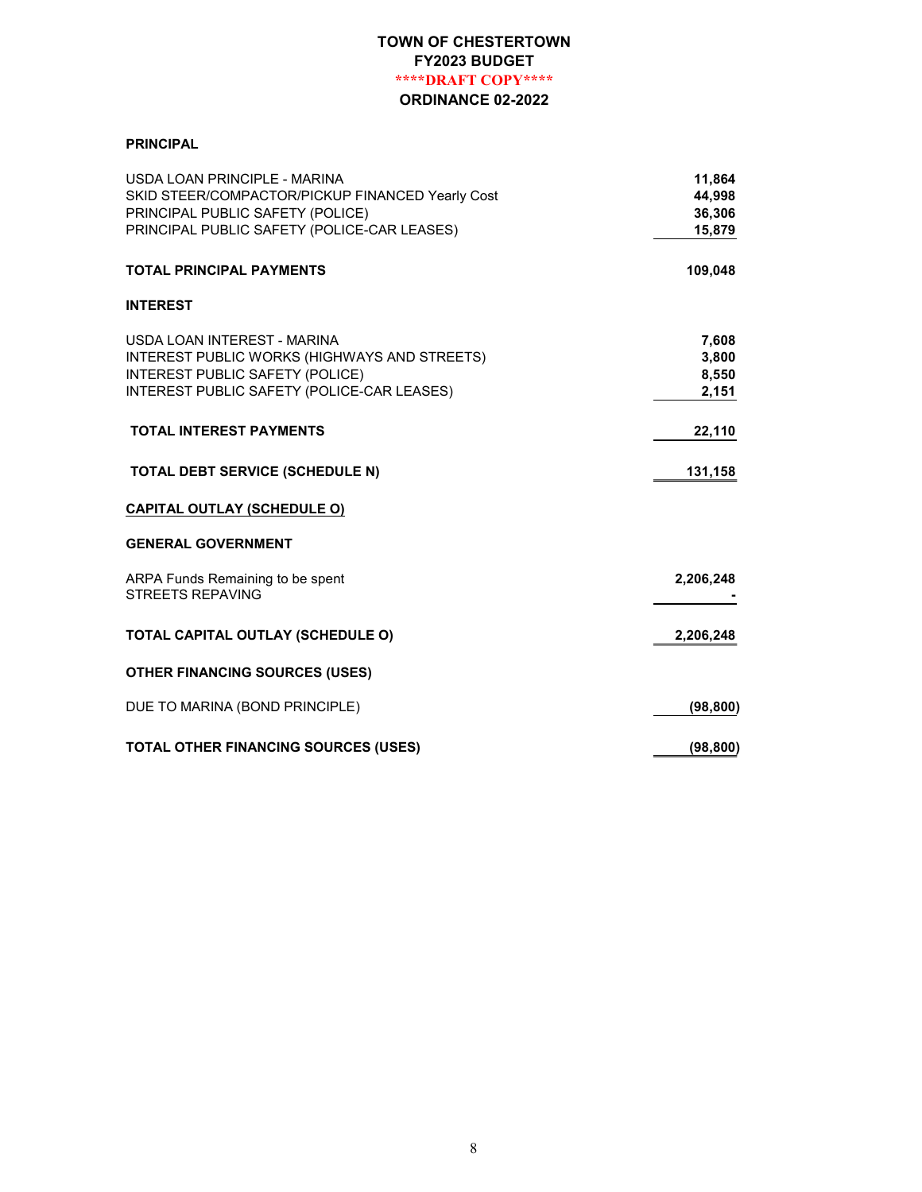**TOWN OF CHESTERTOWN**
**FY2023 BUDGET**
**\*\*\*\*DRAFT COPY\*\*\*\***
**ORDINANCE 02-2022**

**PRINCIPAL**

| | |
|---|---|
| USDA LOAN PRINCIPLE - MARINA | 11,864 |
| SKID STEER/COMPACTOR/PICKUP FINANCED Yearly Cost | 44,998 |
| PRINCIPAL PUBLIC SAFETY (POLICE) | 36,306 |
| PRINCIPAL PUBLIC SAFETY (POLICE-CAR LEASES) | 15,879 |
| **TOTAL PRINCIPAL PAYMENTS** | **109,048** |

**INTEREST**

| | |
|---|---|
| USDA LOAN INTEREST - MARINA | 7,608 |
| INTEREST PUBLIC WORKS (HIGHWAYS AND STREETS) | 3,800 |
| INTEREST PUBLIC SAFETY (POLICE) | 8,550 |
| INTEREST PUBLIC SAFETY (POLICE-CAR LEASES) | 2,151 |
| **TOTAL INTEREST PAYMENTS** | **22,110** |
| **TOTAL DEBT SERVICE (SCHEDULE N)** | **131,158** |

**CAPITAL OUTLAY (SCHEDULE O)**

**GENERAL GOVERNMENT**

| | |
|---|---|
| ARPA Funds Remaining to be spent | 2,206,248 |
| STREETS REPAVING | - |
| **TOTAL CAPITAL OUTLAY (SCHEDULE O)** | **2,206,248** |

**OTHER FINANCING SOURCES (USES)**

| | |
|---|---|
| DUE TO MARINA (BOND PRINCIPLE) | (98,800) |
| **TOTAL OTHER FINANCING SOURCES (USES)** | **(98,800)** |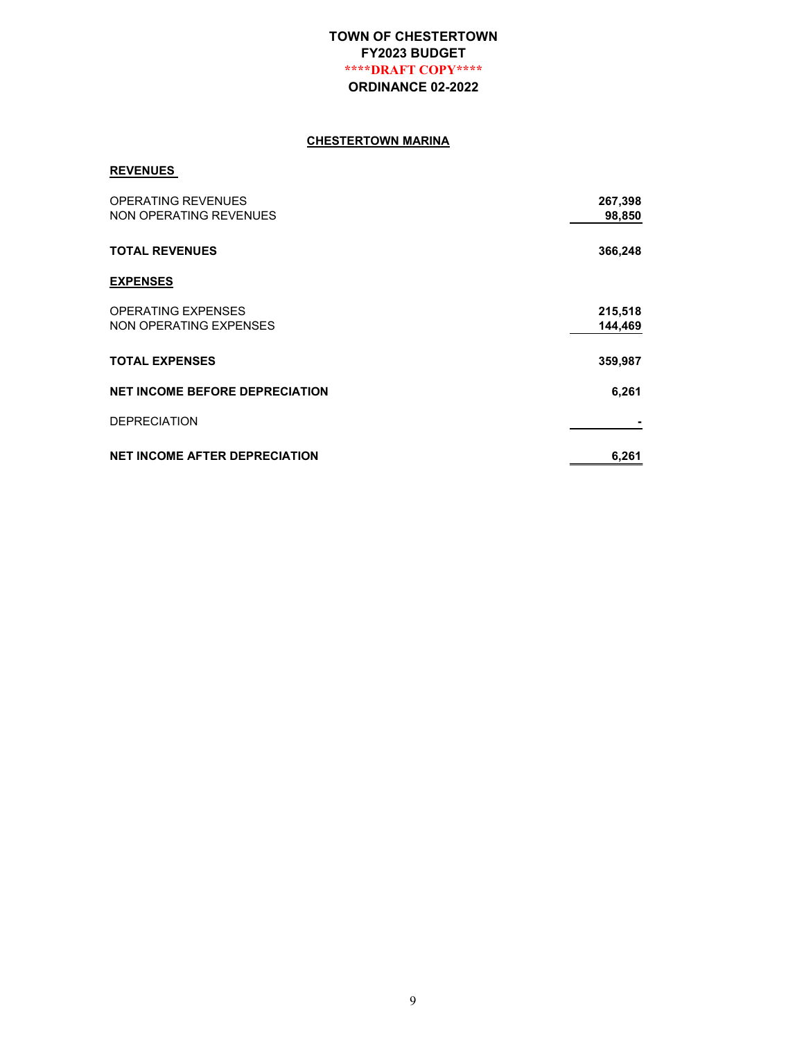# TOWN OF CHESTERTOWN
## FY2023 BUDGET
**\*\*\*\*DRAFT COPY\*\*\*\***
## ORDINANCE 02-2022

### CHESTERTOWN MARINA

| | |
|---|---:|
| **REVENUES** | |
| OPERATING REVENUES | 267,398 |
| NON OPERATING REVENUES | 98,850 |
| **TOTAL REVENUES** | **366,248** |
| **EXPENSES** | |
| OPERATING EXPENSES | 215,518 |
| NON OPERATING EXPENSES | 144,469 |
| **TOTAL EXPENSES** | **359,987** |
| **NET INCOME BEFORE DEPRECIATION** | **6,261** |
| DEPRECIATION | - |
| **NET INCOME AFTER DEPRECIATION** | **6,261** |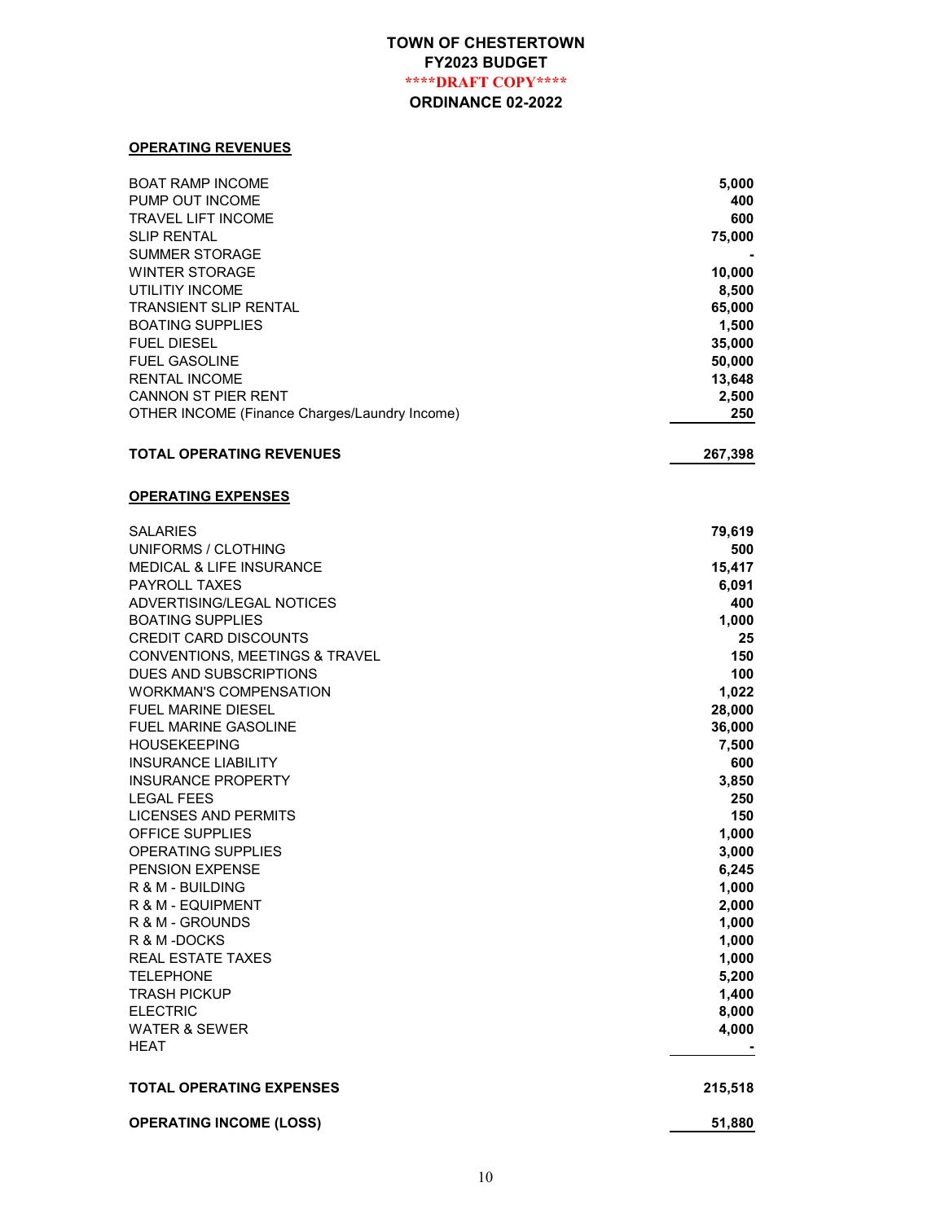# TOWN OF CHESTERTOWN
## FY2023 BUDGET
****DRAFT COPY****
## ORDINANCE 02-2022

**OPERATING REVENUES**

| | |
|---|---:|
| BOAT RAMP INCOME | 5,000 |
| PUMP OUT INCOME | 400 |
| TRAVEL LIFT INCOME | 600 |
| SLIP RENTAL | 75,000 |
| SUMMER STORAGE | - |
| WINTER STORAGE | 10,000 |
| UTILITIY INCOME | 8,500 |
| TRANSIENT SLIP RENTAL | 65,000 |
| BOATING SUPPLIES | 1,500 |
| FUEL DIESEL | 35,000 |
| FUEL GASOLINE | 50,000 |
| RENTAL INCOME | 13,648 |
| CANNON ST PIER RENT | 2,500 |
| OTHER INCOME (Finance Charges/Laundry Income) | 250 |
| **TOTAL OPERATING REVENUES** | **267,398** |

**OPERATING EXPENSES**

| | |
|---|---:|
| SALARIES | 79,619 |
| UNIFORMS / CLOTHING | 500 |
| MEDICAL & LIFE INSURANCE | 15,417 |
| PAYROLL TAXES | 6,091 |
| ADVERTISING/LEGAL NOTICES | 400 |
| BOATING SUPPLIES | 1,000 |
| CREDIT CARD DISCOUNTS | 25 |
| CONVENTIONS, MEETINGS & TRAVEL | 150 |
| DUES AND SUBSCRIPTIONS | 100 |
| WORKMAN'S COMPENSATION | 1,022 |
| FUEL MARINE DIESEL | 28,000 |
| FUEL MARINE GASOLINE | 36,000 |
| HOUSEKEEPING | 7,500 |
| INSURANCE LIABILITY | 600 |
| INSURANCE PROPERTY | 3,850 |
| LEGAL FEES | 250 |
| LICENSES AND PERMITS | 150 |
| OFFICE SUPPLIES | 1,000 |
| OPERATING SUPPLIES | 3,000 |
| PENSION EXPENSE | 6,245 |
| R & M - BUILDING | 1,000 |
| R & M - EQUIPMENT | 2,000 |
| R & M - GROUNDS | 1,000 |
| R & M -DOCKS | 1,000 |
| REAL ESTATE TAXES | 1,000 |
| TELEPHONE | 5,200 |
| TRASH PICKUP | 1,400 |
| ELECTRIC | 8,000 |
| WATER & SEWER | 4,000 |
| HEAT | - |
| **TOTAL OPERATING EXPENSES** | **215,518** |
| **OPERATING INCOME (LOSS)** | **51,880** |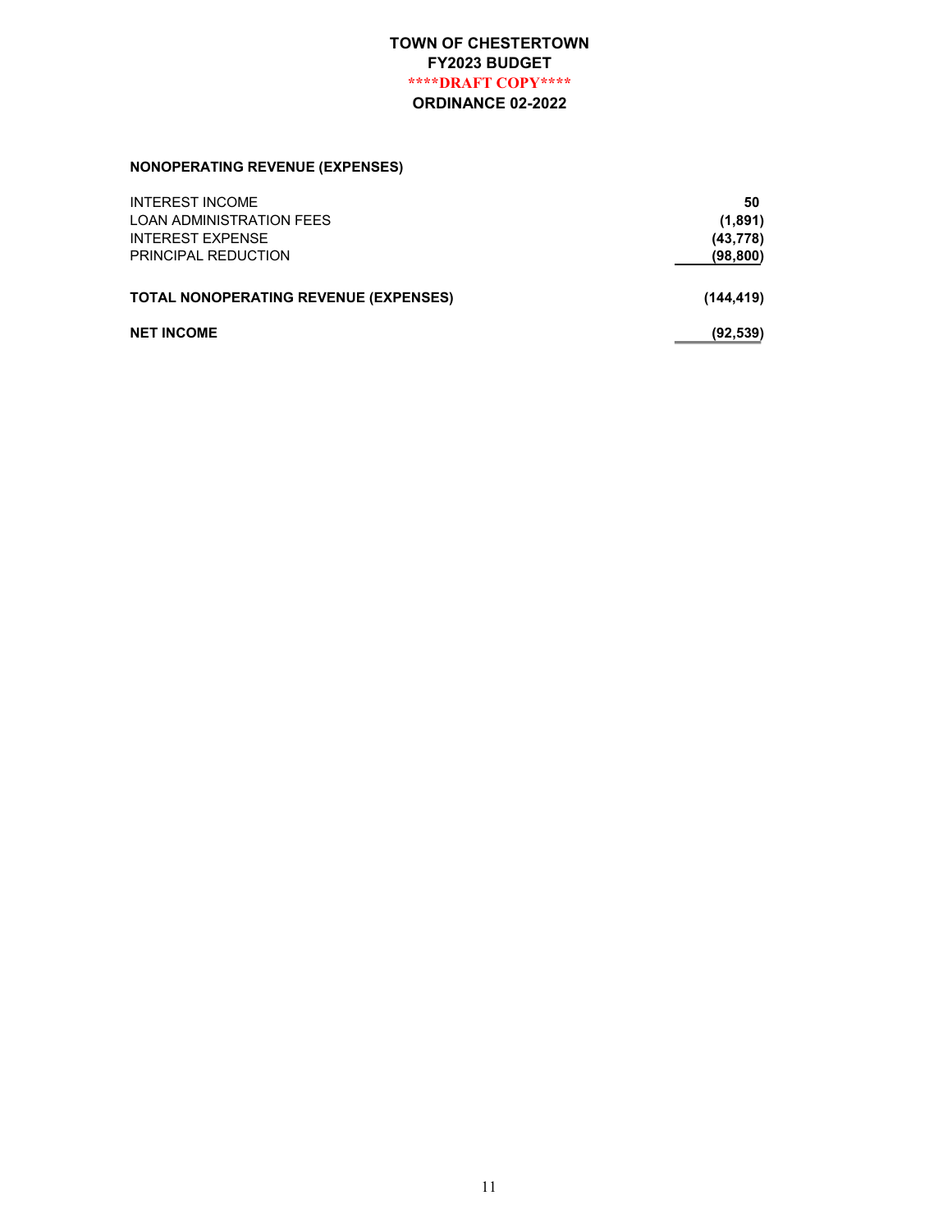**TOWN OF CHESTERTOWN**
**FY2023 BUDGET**
**\*\*\*\*DRAFT COPY\*\*\*\***
**ORDINANCE 02-2022**

### NONOPERATING REVENUE (EXPENSES)

| | |
|---|---:|
| INTEREST INCOME | **50** |
| LOAN ADMINISTRATION FEES | **(1,891)** |
| INTEREST EXPENSE | **(43,778)** |
| PRINCIPAL REDUCTION | **(98,800)** |
| **TOTAL NONOPERATING REVENUE (EXPENSES)** | **(144,419)** |
| **NET INCOME** | **(92,539)** |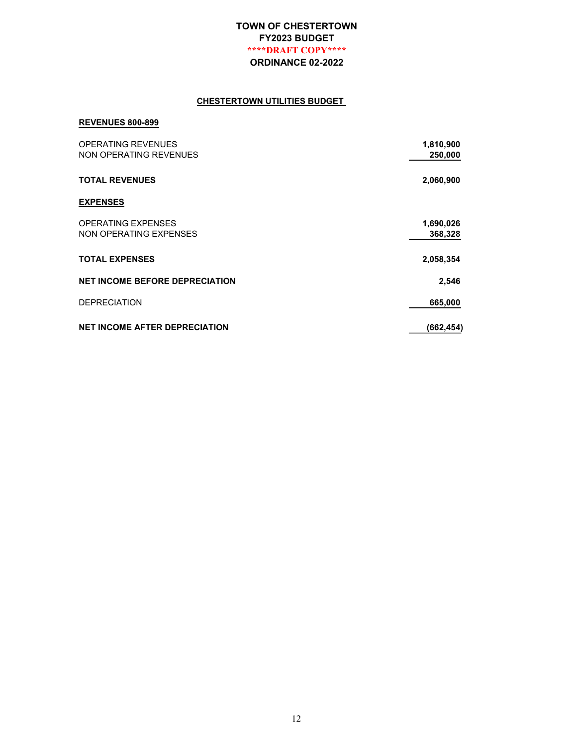**TOWN OF CHESTERTOWN**
**FY2023 BUDGET**
**\*\*\*\*DRAFT COPY\*\*\*\***
**ORDINANCE 02-2022**

**CHESTERTOWN UTILITIES BUDGET**

**REVENUES 800-899**

| | |
|---|---|
| OPERATING REVENUES | 1,810,900 |
| NON OPERATING REVENUES | 250,000 |
| **TOTAL REVENUES** | **2,060,900** |

**EXPENSES**

| | |
|---|---|
| OPERATING EXPENSES | 1,690,026 |
| NON OPERATING EXPENSES | 368,328 |
| **TOTAL EXPENSES** | **2,058,354** |
| **NET INCOME BEFORE DEPRECIATION** | **2,546** |
| DEPRECIATION | 665,000 |
| **NET INCOME AFTER DEPRECIATION** | **(662,454)** |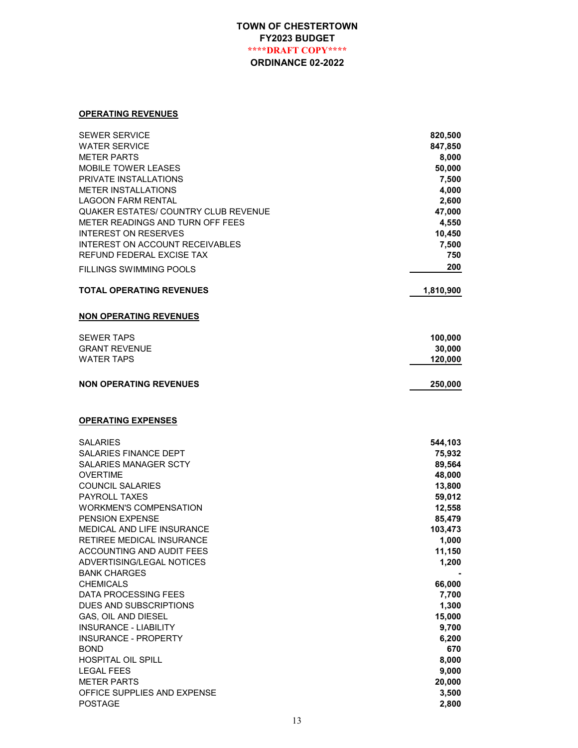# TOWN OF CHESTERTOWN
## FY2023 BUDGET
**\*\*\*\*DRAFT COPY\*\*\*\***
## ORDINANCE 02-2022

**OPERATING REVENUES**

| | |
|---|---:|
| SEWER SERVICE | 820,500 |
| WATER SERVICE | 847,850 |
| METER PARTS | 8,000 |
| MOBILE TOWER LEASES | 50,000 |
| PRIVATE INSTALLATIONS | 7,500 |
| METER INSTALLATIONS | 4,000 |
| LAGOON FARM RENTAL | 2,600 |
| QUAKER ESTATES/ COUNTRY CLUB REVENUE | 47,000 |
| METER READINGS AND TURN OFF FEES | 4,550 |
| INTEREST ON RESERVES | 10,450 |
| INTEREST ON ACCOUNT RECEIVABLES | 7,500 |
| REFUND FEDERAL EXCISE TAX | 750 |
| FILLINGS SWIMMING POOLS | 200 |
| **TOTAL OPERATING REVENUES** | **1,810,900** |

**NON OPERATING REVENUES**

| | |
|---|---:|
| SEWER TAPS | 100,000 |
| GRANT REVENUE | 30,000 |
| WATER TAPS | 120,000 |
| **NON OPERATING REVENUES** | **250,000** |

**OPERATING EXPENSES**

| | |
|---|---:|
| SALARIES | 544,103 |
| SALARIES FINANCE DEPT | 75,932 |
| SALARIES MANAGER SCTY | 89,564 |
| OVERTIME | 48,000 |
| COUNCIL SALARIES | 13,800 |
| PAYROLL TAXES | 59,012 |
| WORKMEN'S COMPENSATION | 12,558 |
| PENSION EXPENSE | 85,479 |
| MEDICAL AND LIFE INSURANCE | 103,473 |
| RETIREE MEDICAL INSURANCE | 1,000 |
| ACCOUNTING AND AUDIT FEES | 11,150 |
| ADVERTISING/LEGAL NOTICES | 1,200 |
| BANK CHARGES | - |
| CHEMICALS | 66,000 |
| DATA PROCESSING FEES | 7,700 |
| DUES AND SUBSCRIPTIONS | 1,300 |
| GAS, OIL AND DIESEL | 15,000 |
| INSURANCE - LIABILITY | 9,700 |
| INSURANCE - PROPERTY | 6,200 |
| BOND | 670 |
| HOSPITAL OIL SPILL | 8,000 |
| LEGAL FEES | 9,000 |
| METER PARTS | 20,000 |
| OFFICE SUPPLIES AND EXPENSE | 3,500 |
| POSTAGE | 2,800 |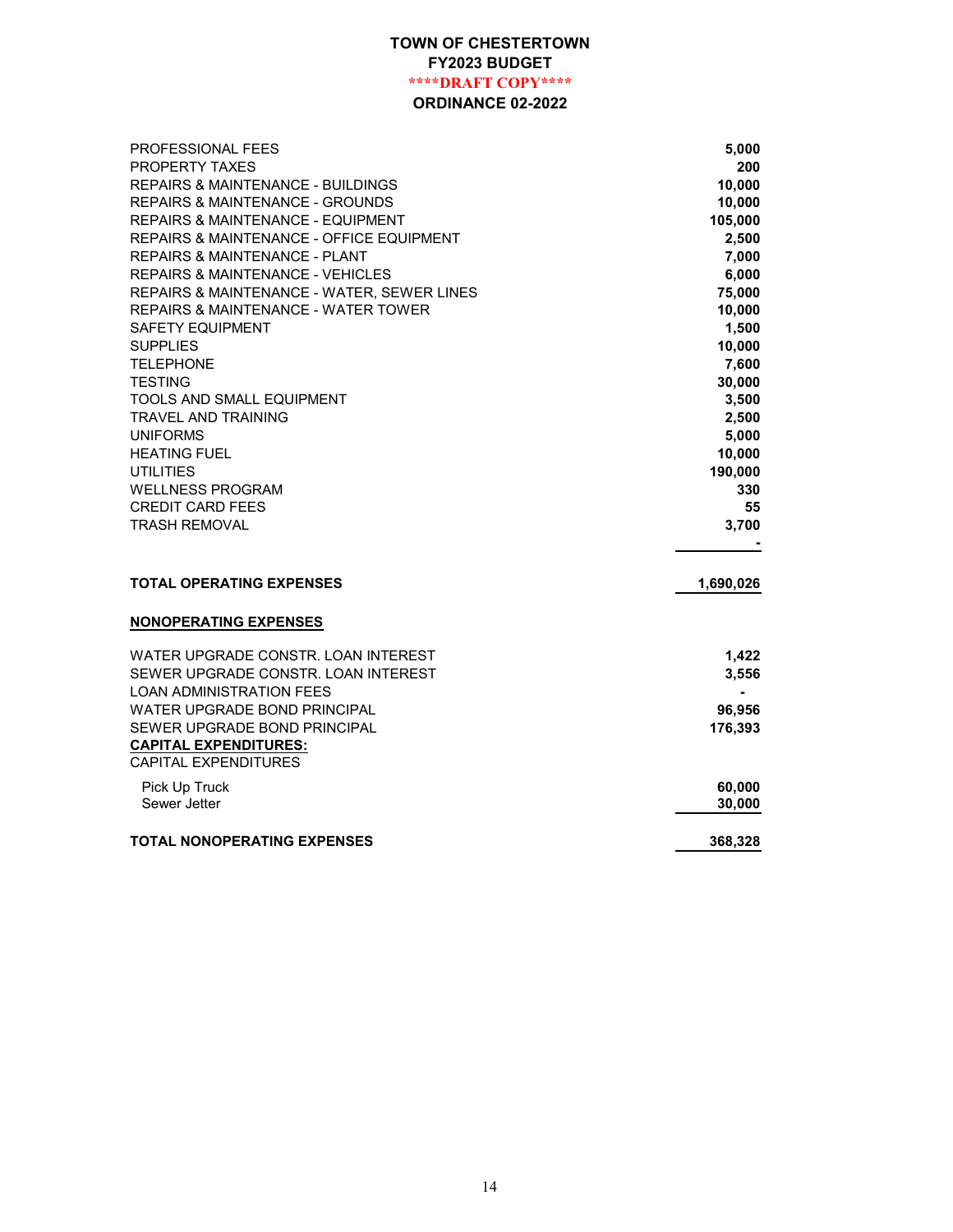# TOWN OF CHESTERTOWN
## FY2023 BUDGET
**\*\*\*\*DRAFT COPY\*\*\*\***
## ORDINANCE 02-2022

| | |
|---|---|
| PROFESSIONAL FEES | 5,000 |
| PROPERTY TAXES | 200 |
| REPAIRS & MAINTENANCE - BUILDINGS | 10,000 |
| REPAIRS & MAINTENANCE - GROUNDS | 10,000 |
| REPAIRS & MAINTENANCE - EQUIPMENT | 105,000 |
| REPAIRS & MAINTENANCE - OFFICE EQUIPMENT | 2,500 |
| REPAIRS & MAINTENANCE - PLANT | 7,000 |
| REPAIRS & MAINTENANCE - VEHICLES | 6,000 |
| REPAIRS & MAINTENANCE - WATER, SEWER LINES | 75,000 |
| REPAIRS & MAINTENANCE - WATER TOWER | 10,000 |
| SAFETY EQUIPMENT | 1,500 |
| SUPPLIES | 10,000 |
| TELEPHONE | 7,600 |
| TESTING | 30,000 |
| TOOLS AND SMALL EQUIPMENT | 3,500 |
| TRAVEL AND TRAINING | 2,500 |
| UNIFORMS | 5,000 |
| HEATING FUEL | 10,000 |
| UTILITIES | 190,000 |
| WELLNESS PROGRAM | 330 |
| CREDIT CARD FEES | 55 |
| TRASH REMOVAL | 3,700 |
| | - |
| **TOTAL OPERATING EXPENSES** | **1,690,026** |
| **NONOPERATING EXPENSES** | |
| WATER UPGRADE CONSTR. LOAN INTEREST | 1,422 |
| SEWER UPGRADE CONSTR. LOAN INTEREST | 3,556 |
| LOAN ADMINISTRATION FEES | - |
| WATER UPGRADE BOND PRINCIPAL | 96,956 |
| SEWER UPGRADE BOND PRINCIPAL | 176,393 |
| **CAPITAL EXPENDITURES:** | |
| CAPITAL EXPENDITURES | |
| Pick Up Truck | 60,000 |
| Sewer Jetter | 30,000 |
| **TOTAL NONOPERATING EXPENSES** | **368,328** |